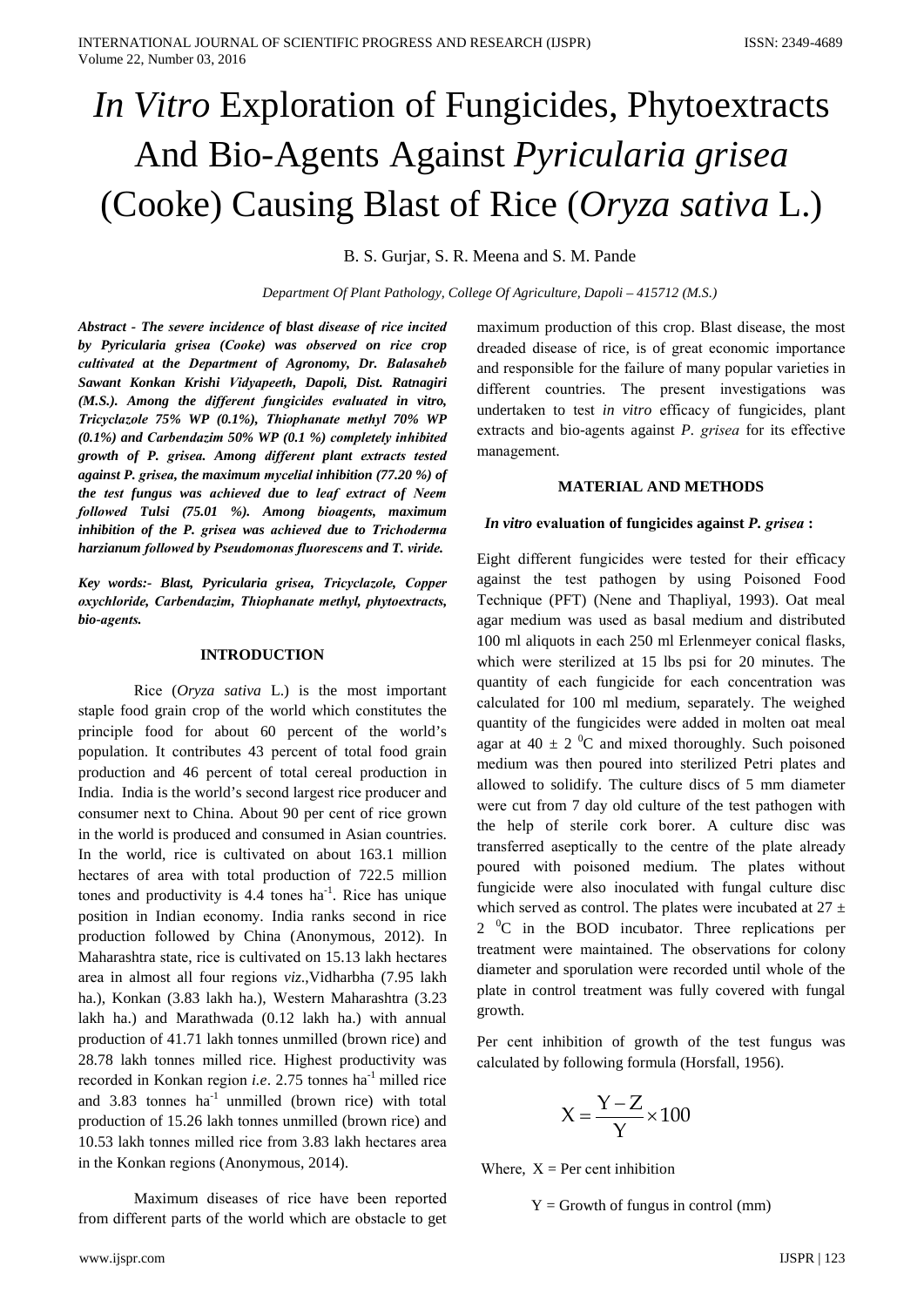# *In Vitro* Exploration of Fungicides, Phytoextracts And Bio-Agents Against *Pyricularia grisea* (Cooke) Causing Blast of Rice (*Oryza sativa* L.)

B. S. Gurjar, S. R. Meena and S. M. Pande

*Department Of Plant Pathology, College Of Agriculture, Dapoli – 415712 (M.S.)*

***Abstract - The severe incidence of blast disease of rice incited by Pyricularia grisea (Cooke) was observed on rice crop cultivated at the Department of Agronomy, Dr. Balasaheb Sawant Konkan Krishi Vidyapeeth, Dapoli, Dist. Ratnagiri (M.S.). Among the different fungicides evaluated in vitro, Tricyclazole 75% WP (0.1%), Thiophanate methyl 70% WP (0.1%) and Carbendazim 50% WP (0.1 %) completely inhibited growth of P. grisea. Among different plant extracts tested against P. grisea, the maximum mycelial inhibition (77.20 %) of the test fungus was achieved due to leaf extract of Neem followed Tulsi (75.01 %). Among bioagents, maximum inhibition of the P. grisea was achieved due to Trichoderma harzianum followed by Pseudomonas fluorescens and T. viride.***

***Key words:- Blast, Pyricularia grisea, Tricyclazole, Copper oxychloride, Carbendazim, Thiophanate methyl, phytoextracts, bio-agents.***

## INTRODUCTION

Rice (*Oryza sativa* L.) is the most important staple food grain crop of the world which constitutes the principle food for about 60 percent of the world's population. It contributes 43 percent of total food grain production and 46 percent of total cereal production in India. India is the world's second largest rice producer and consumer next to China. About 90 per cent of rice grown in the world is produced and consumed in Asian countries. In the world, rice is cultivated on about 163.1 million hectares of area with total production of 722.5 million tones and productivity is 4.4 tones ha$^{-1}$. Rice has unique position in Indian economy. India ranks second in rice production followed by China (Anonymous, 2012). In Maharashtra state, rice is cultivated on 15.13 lakh hectares area in almost all four regions *viz*.,Vidharbha (7.95 lakh ha.), Konkan (3.83 lakh ha.), Western Maharashtra (3.23 lakh ha.) and Marathwada (0.12 lakh ha.) with annual production of 41.71 lakh tonnes unmilled (brown rice) and 28.78 lakh tonnes milled rice. Highest productivity was recorded in Konkan region *i.e*. 2.75 tonnes ha$^{-1}$ milled rice and 3.83 tonnes ha$^{-1}$ unmilled (brown rice) with total production of 15.26 lakh tonnes unmilled (brown rice) and 10.53 lakh tonnes milled rice from 3.83 lakh hectares area in the Konkan regions (Anonymous, 2014).

Maximum diseases of rice have been reported from different parts of the world which are obstacle to get maximum production of this crop. Blast disease, the most dreaded disease of rice, is of great economic importance and responsible for the failure of many popular varieties in different countries. The present investigations was undertaken to test *in vitro* efficacy of fungicides, plant extracts and bio-agents against *P. grisea* for its effective management.

## MATERIAL AND METHODS

### *In vitro* evaluation of fungicides against *P. grisea* :

Eight different fungicides were tested for their efficacy against the test pathogen by using Poisoned Food Technique (PFT) (Nene and Thapliyal, 1993). Oat meal agar medium was used as basal medium and distributed 100 ml aliquots in each 250 ml Erlenmeyer conical flasks, which were sterilized at 15 lbs psi for 20 minutes. The quantity of each fungicide for each concentration was calculated for 100 ml medium, separately. The weighed quantity of the fungicides were added in molten oat meal agar at 40 ± 2 $^{0}$C and mixed thoroughly. Such poisoned medium was then poured into sterilized Petri plates and allowed to solidify. The culture discs of 5 mm diameter were cut from 7 day old culture of the test pathogen with the help of sterile cork borer. A culture disc was transferred aseptically to the centre of the plate already poured with poisoned medium. The plates without fungicide were also inoculated with fungal culture disc which served as control. The plates were incubated at 27 ± 2 $^{0}$C in the BOD incubator. Three replications per treatment were maintained. The observations for colony diameter and sporulation were recorded until whole of the plate in control treatment was fully covered with fungal growth.

Per cent inhibition of growth of the test fungus was calculated by following formula (Horsfall, 1956).

$$X = \frac{Y - Z}{Y} \times 100$$

Where, X = Per cent inhibition

Y = Growth of fungus in control (mm)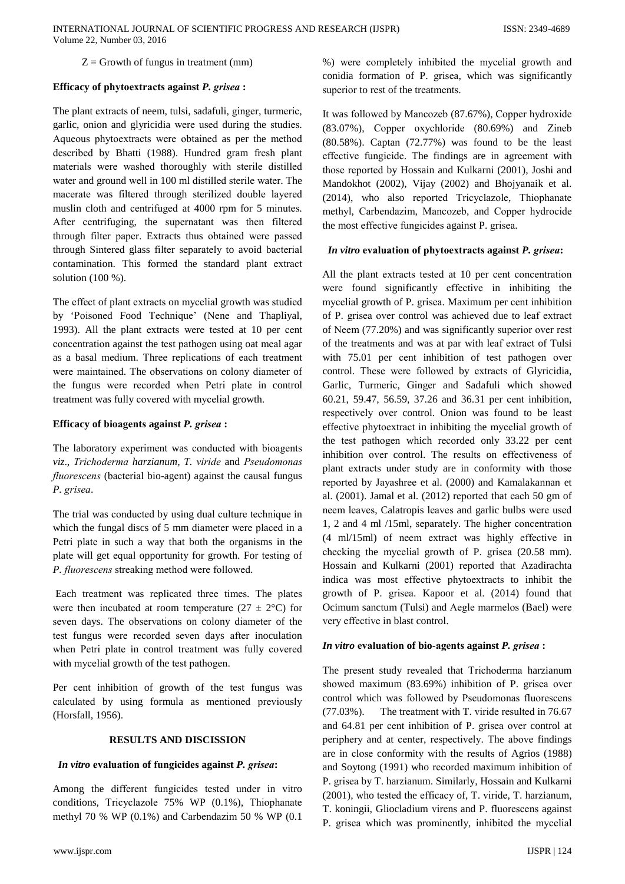Z = Growth of fungus in treatment (mm)

**Efficacy of phytoextracts against *P. grisea* :**

The plant extracts of neem, tulsi, sadafuli, ginger, turmeric, garlic, onion and glyricidia were used during the studies. Aqueous phytoextracts were obtained as per the method described by Bhatti (1988). Hundred gram fresh plant materials were washed thoroughly with sterile distilled water and ground well in 100 ml distilled sterile water. The macerate was filtered through sterilized double layered muslin cloth and centrifuged at 4000 rpm for 5 minutes. After centrifuging, the supernatant was then filtered through filter paper. Extracts thus obtained were passed through Sintered glass filter separately to avoid bacterial contamination. This formed the standard plant extract solution (100 %).

The effect of plant extracts on mycelial growth was studied by 'Poisoned Food Technique' (Nene and Thapliyal, 1993). All the plant extracts were tested at 10 per cent concentration against the test pathogen using oat meal agar as a basal medium. Three replications of each treatment were maintained. The observations on colony diameter of the fungus were recorded when Petri plate in control treatment was fully covered with mycelial growth.

**Efficacy of bioagents against *P. grisea* :**

The laboratory experiment was conducted with bioagents *viz*., *Trichoderma harzianum*, *T. viride* and *Pseudomonas fluorescens* (bacterial bio-agent) against the causal fungus *P. grisea*.

The trial was conducted by using dual culture technique in which the fungal discs of 5 mm diameter were placed in a Petri plate in such a way that both the organisms in the plate will get equal opportunity for growth. For testing of *P. fluorescens* streaking method were followed.

Each treatment was replicated three times. The plates were then incubated at room temperature (27 ± 2°C) for seven days. The observations on colony diameter of the test fungus were recorded seven days after inoculation when Petri plate in control treatment was fully covered with mycelial growth of the test pathogen.

Per cent inhibition of growth of the test fungus was calculated by using formula as mentioned previously (Horsfall, 1956).

## RESULTS AND DISCISSION

***In vitro* evaluation of fungicides against *P. grisea*:**

Among the different fungicides tested under in vitro conditions, Tricyclazole 75% WP (0.1%), Thiophanate methyl 70 % WP (0.1%) and Carbendazim 50 % WP (0.1 %) were completely inhibited the mycelial growth and conidia formation of P. grisea, which was significantly superior to rest of the treatments.

It was followed by Mancozeb (87.67%), Copper hydroxide (83.07%), Copper oxychloride (80.69%) and Zineb (80.58%). Captan (72.77%) was found to be the least effective fungicide. The findings are in agreement with those reported by Hossain and Kulkarni (2001), Joshi and Mandokhot (2002), Vijay (2002) and Bhojyanaik et al. (2014), who also reported Tricyclazole, Thiophanate methyl, Carbendazim, Mancozeb, and Copper hydrocide the most effective fungicides against P. grisea.

***In vitro* evaluation of phytoextracts against *P. grisea*:**

All the plant extracts tested at 10 per cent concentration were found significantly effective in inhibiting the mycelial growth of P. grisea. Maximum per cent inhibition of P. grisea over control was achieved due to leaf extract of Neem (77.20%) and was significantly superior over rest of the treatments and was at par with leaf extract of Tulsi with 75.01 per cent inhibition of test pathogen over control. These were followed by extracts of Glyricidia, Garlic, Turmeric, Ginger and Sadafuli which showed 60.21, 59.47, 56.59, 37.26 and 36.31 per cent inhibition, respectively over control. Onion was found to be least effective phytoextract in inhibiting the mycelial growth of the test pathogen which recorded only 33.22 per cent inhibition over control. The results on effectiveness of plant extracts under study are in conformity with those reported by Jayashree et al. (2000) and Kamalakannan et al. (2001). Jamal et al. (2012) reported that each 50 gm of neem leaves, Calatropis leaves and garlic bulbs were used 1, 2 and 4 ml /15ml, separately. The higher concentration (4 ml/15ml) of neem extract was highly effective in checking the mycelial growth of P. grisea (20.58 mm). Hossain and Kulkarni (2001) reported that Azadirachta indica was most effective phytoextracts to inhibit the growth of P. grisea. Kapoor et al. (2014) found that Ocimum sanctum (Tulsi) and Aegle marmelos (Bael) were very effective in blast control.

***In vitro* evaluation of bio-agents against *P. grisea* :**

The present study revealed that Trichoderma harzianum showed maximum (83.69%) inhibition of P. grisea over control which was followed by Pseudomonas fluorescens (77.03%). The treatment with T. viride resulted in 76.67 and 64.81 per cent inhibition of P. grisea over control at periphery and at center, respectively. The above findings are in close conformity with the results of Agrios (1988) and Soytong (1991) who recorded maximum inhibition of P. grisea by T. harzianum. Similarly, Hossain and Kulkarni (2001), who tested the efficacy of, T. viride, T. harzianum, T. koningii, Gliocladium virens and P. fluorescens against P. grisea which was prominently, inhibited the mycelial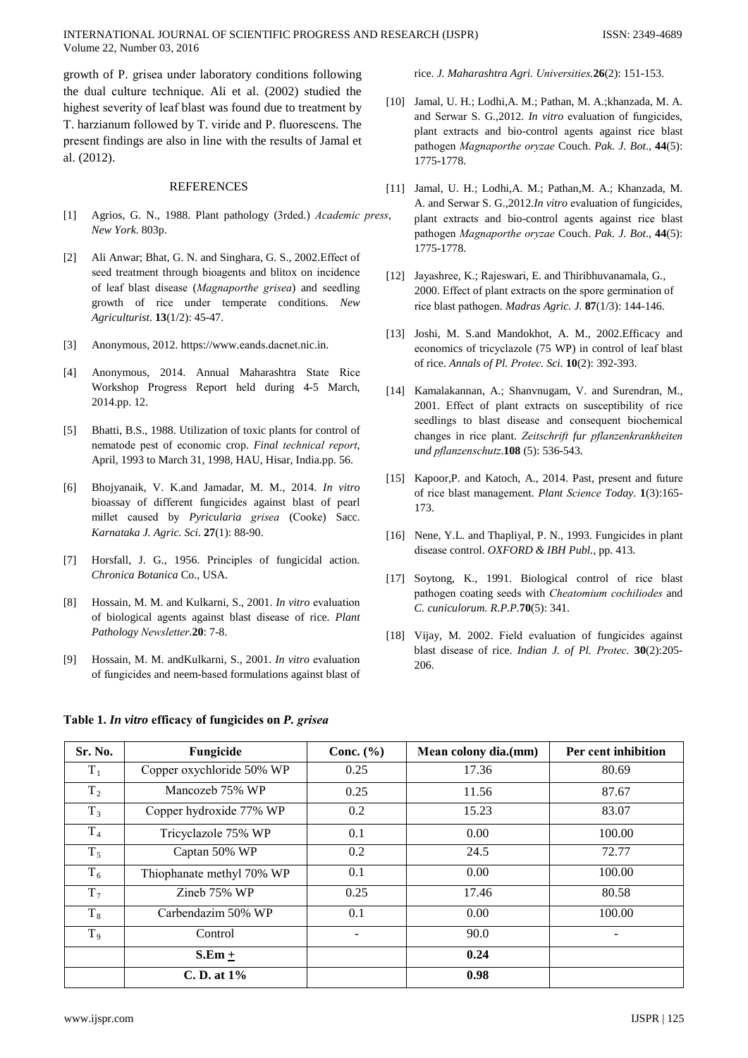growth of P. grisea under laboratory conditions following the dual culture technique. Ali et al. (2002) studied the highest severity of leaf blast was found due to treatment by T. harzianum followed by T. viride and P. fluorescens. The present findings are also in line with the results of Jamal et al. (2012).

## REFERENCES

[1] Agrios, G. N., 1988. Plant pathology (3rded.) *Academic press, New York*. 803p.

[2] Ali Anwar; Bhat, G. N. and Singhara, G. S., 2002.Effect of seed treatment through bioagents and blitox on incidence of leaf blast disease (*Magnaporthe grisea*) and seedling growth of rice under temperate conditions. *New Agriculturist*. **13**(1/2): 45-47.

[3] Anonymous, 2012. https://www.eands.dacnet.nic.in.

[4] Anonymous, 2014. Annual Maharashtra State Rice Workshop Progress Report held during 4-5 March, 2014.pp. 12.

[5] Bhatti, B.S., 1988. Utilization of toxic plants for control of nematode pest of economic crop. *Final technical report*, April, 1993 to March 31, 1998, HAU, Hisar, India.pp. 56.

[6] Bhojyanaik, V. K.and Jamadar, M. M., 2014. *In vitro* bioassay of different fungicides against blast of pearl millet caused by *Pyricularia grisea* (Cooke) Sacc. *Karnataka J. Agric. Sci*. **27**(1): 88-90.

[7] Horsfall, J. G., 1956. Principles of fungicidal action. *Chronica Botanica* Co., USA.

[8] Hossain, M. M. and Kulkarni, S., 2001. *In vitro* evaluation of biological agents against blast disease of rice. *Plant Pathology Newsletter*.**20**: 7-8.

[9] Hossain, M. M. andKulkarni, S., 2001. *In vitro* evaluation of fungicides and neem-based formulations against blast of rice. *J. Maharashtra Agri. Universities*.**26**(2): 151-153.

[10] Jamal, U. H.; Lodhi,A. M.; Pathan, M. A.;khanzada, M. A. and Serwar S. G.,2012. *In vitro* evaluation of fungicides, plant extracts and bio-control agents against rice blast pathogen *Magnaporthe oryzae* Couch. *Pak. J. Bot*., **44**(5): 1775-1778.

[11] Jamal, U. H.; Lodhi,A. M.; Pathan,M. A.; Khanzada, M. A. and Serwar S. G.,2012.*In vitro* evaluation of fungicides, plant extracts and bio-control agents against rice blast pathogen *Magnaporthe oryzae* Couch. *Pak. J. Bot*., **44**(5): 1775-1778.

[12] Jayashree, K.; Rajeswari, E. and Thiribhuvanamala, G., 2000. Effect of plant extracts on the spore germination of rice blast pathogen. *Madras Agric. J.* **87**(1/3): 144-146.

[13] Joshi, M. S.and Mandokhot, A. M., 2002.Efficacy and economics of tricyclazole (75 WP) in control of leaf blast of rice. *Annals of Pl. Protec. Sci.* **10**(2): 392-393.

[14] Kamalakannan, A.; Shanvnugam, V. and Surendran, M., 2001. Effect of plant extracts on susceptibility of rice seedlings to blast disease and consequent biochemical changes in rice plant. *Zeitschrift fur pflanzenkrankheiten und pflanzenschutz*.**108** (5): 536-543.

[15] Kapoor,P. and Katoch, A., 2014. Past, present and future of rice blast management. *Plant Science Today*. **1**(3):165-173.

[16] Nene, Y.L. and Thapliyal, P. N., 1993. Fungicides in plant disease control. *OXFORD & IBH Publ.*, pp. 413.

[17] Soytong, K., 1991. Biological control of rice blast pathogen coating seeds with *Cheatomium cochiliodes* and *C. cuniculorum. R.P.P.***70**(5): 341.

[18] Vijay, M. 2002. Field evaluation of fungicides against blast disease of rice. *Indian J. of Pl. Protec*. **30**(2):205-206.

**Table 1. *In vitro* efficacy of fungicides on *P. grisea***

| Sr. No. | Fungicide | Conc. (%) | Mean colony dia.(mm) | Per cent inhibition |
|---|---|---|---|---|
| $T_1$ | Copper oxychloride 50% WP | 0.25 | 17.36 | 80.69 |
| $T_2$ | Mancozeb 75% WP | 0.25 | 11.56 | 87.67 |
| $T_3$ | Copper hydroxide 77% WP | 0.2 | 15.23 | 83.07 |
| $T_4$ | Tricyclazole 75% WP | 0.1 | 0.00 | 100.00 |
| $T_5$ | Captan 50% WP | 0.2 | 24.5 | 72.77 |
| $T_6$ | Thiophanate methyl 70% WP | 0.1 | 0.00 | 100.00 |
| $T_7$ | Zineb 75% WP | 0.25 | 17.46 | 80.58 |
| $T_8$ | Carbendazim 50% WP | 0.1 | 0.00 | 100.00 |
| $T_9$ | Control | - | 90.0 | - |
| | **S.Em ±** | | **0.24** | |
| | **C. D. at 1%** | | **0.98** | |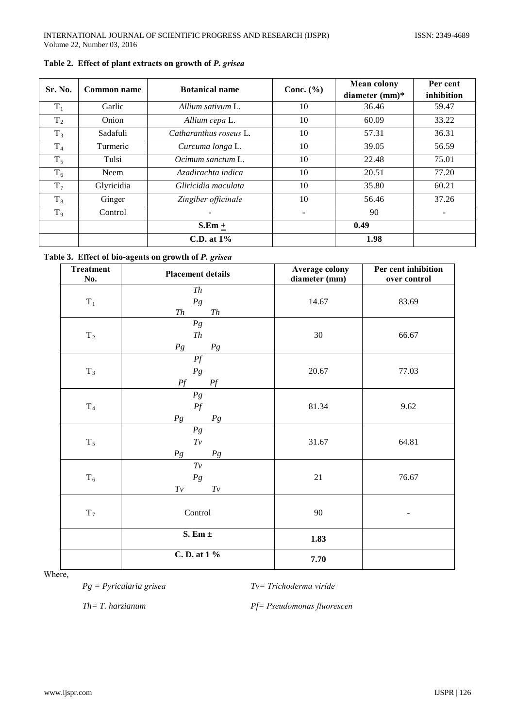**Table 2. Effect of plant extracts on growth of *P. grisea***

| Sr. No. | Common name | Botanical name | Conc. (%) | Mean colony diameter (mm)* | Per cent inhibition |
|---|---|---|---|---|---|
| $T_1$ | Garlic | *Allium sativum* L. | 10 | 36.46 | 59.47 |
| $T_2$ | Onion | *Allium cepa* L. | 10 | 60.09 | 33.22 |
| $T_3$ | Sadafuli | *Catharanthus roseus* L. | 10 | 57.31 | 36.31 |
| $T_4$ | Turmeric | *Curcuma longa* L. | 10 | 39.05 | 56.59 |
| $T_5$ | Tulsi | *Ocimum sanctum* L. | 10 | 22.48 | 75.01 |
| $T_6$ | Neem | *Azadirachta indica* | 10 | 20.51 | 77.20 |
| $T_7$ | Glyricidia | *Gliricidia maculata* | 10 | 35.80 | 60.21 |
| $T_8$ | Ginger | *Zingiber officinale* | 10 | 56.46 | 37.26 |
| $T_9$ | Control | - | - | 90 | - |
| | | **S.Em ±** | | **0.49** | |
| | | **C.D. at 1%** | | **1.98** | |

**Table 3. Effect of bio-agents on growth of *P. grisea***

| Treatment No. | Placement details | Average colony diameter (mm) | Per cent inhibition over control |
|---|---|---|---|
| $T_1$ | *Th* *Pg* *Th* *Th* | 14.67 | 83.69 |
| $T_2$ | *Pg* *Th* *Pg* *Pg* | 30 | 66.67 |
| $T_3$ | *Pf* *Pg* *Pf* *Pf* | 20.67 | 77.03 |
| $T_4$ | *Pg* *Pf* *Pg* *Pg* | 81.34 | 9.62 |
| $T_5$ | *Pg* *Tv* *Pg* *Pg* | 31.67 | 64.81 |
| $T_6$ | *Tv* *Pg* *Tv* *Tv* | 21 | 76.67 |
| $T_7$ | Control | 90 | - |
| | **S. Em ±** | **1.83** | |
| | **C. D. at 1 %** | **7.70** | |

Where,

*Pg = Pyricularia grisea* *Tv= Trichoderma viride*

*Th= T. harzianum* *Pf= Pseudomonas fluorescen*